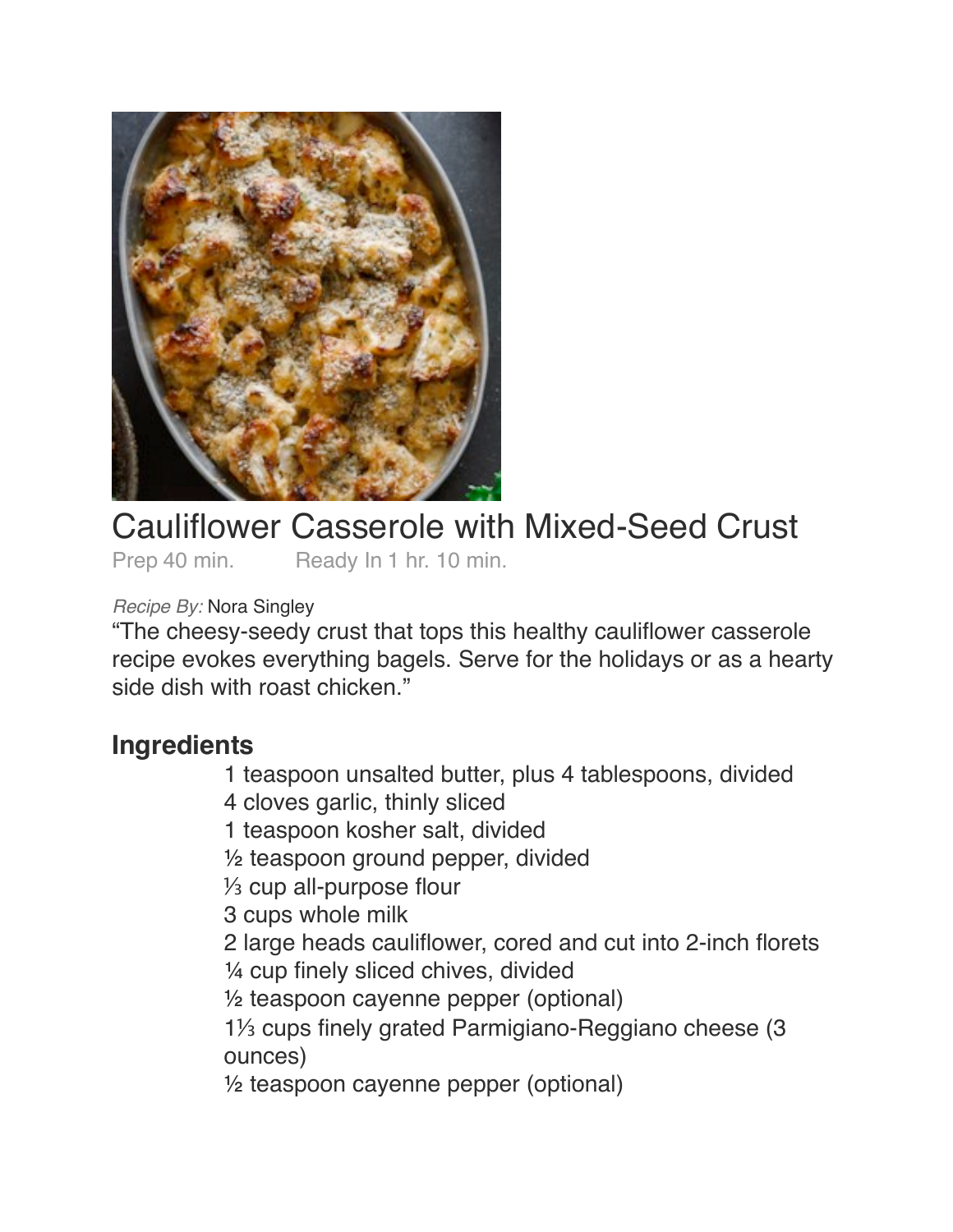# Cauliflower Casserole with Mixed-Seed Crust

Prep 40 min. Ready In 1 hr. 10 min.

*Recipe By:* Nora Singley

"The cheesy-seedy crust that tops this healthy cauliflower casserole recipe evokes everything bagels. Serve for the holidays or as a hearty side dish with roast chicken."

## Ingredients

- 1 teaspoon unsalted butter, plus 4 tablespoons, divided
- 4 cloves garlic, thinly sliced
- 1 teaspoon kosher salt, divided
- ½ teaspoon ground pepper, divided
- ⅓ cup all-purpose flour
- 3 cups whole milk
- 2 large heads cauliflower, cored and cut into 2-inch florets
- ¼ cup finely sliced chives, divided
- ½ teaspoon cayenne pepper (optional)
- 1⅓ cups finely grated Parmigiano-Reggiano cheese (3 ounces)
- ½ teaspoon cayenne pepper (optional)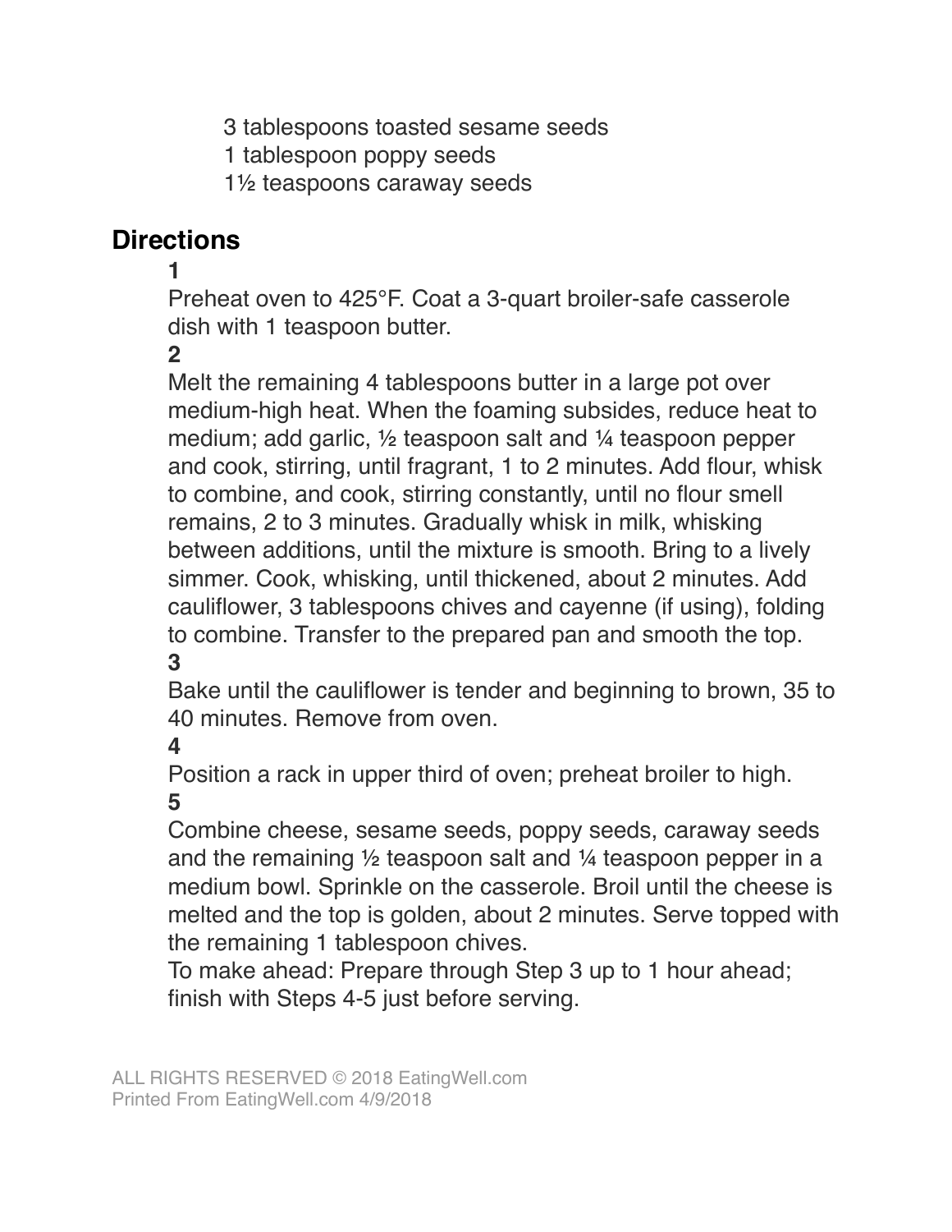- 3 tablespoons toasted sesame seeds
- 1 tablespoon poppy seeds
- 1½ teaspoons caraway seeds

## Directions

**1**

Preheat oven to 425°F. Coat a 3-quart broiler-safe casserole dish with 1 teaspoon butter.

**2**

Melt the remaining 4 tablespoons butter in a large pot over medium-high heat. When the foaming subsides, reduce heat to medium; add garlic, ½ teaspoon salt and ¼ teaspoon pepper and cook, stirring, until fragrant, 1 to 2 minutes. Add flour, whisk to combine, and cook, stirring constantly, until no flour smell remains, 2 to 3 minutes. Gradually whisk in milk, whisking between additions, until the mixture is smooth. Bring to a lively simmer. Cook, whisking, until thickened, about 2 minutes. Add cauliflower, 3 tablespoons chives and cayenne (if using), folding to combine. Transfer to the prepared pan and smooth the top.

**3**

Bake until the cauliflower is tender and beginning to brown, 35 to 40 minutes. Remove from oven.

**4**

Position a rack in upper third of oven; preheat broiler to high.

**5**

Combine cheese, sesame seeds, poppy seeds, caraway seeds and the remaining ½ teaspoon salt and ¼ teaspoon pepper in a medium bowl. Sprinkle on the casserole. Broil until the cheese is melted and the top is golden, about 2 minutes. Serve topped with the remaining 1 tablespoon chives.

To make ahead: Prepare through Step 3 up to 1 hour ahead; finish with Steps 4-5 just before serving.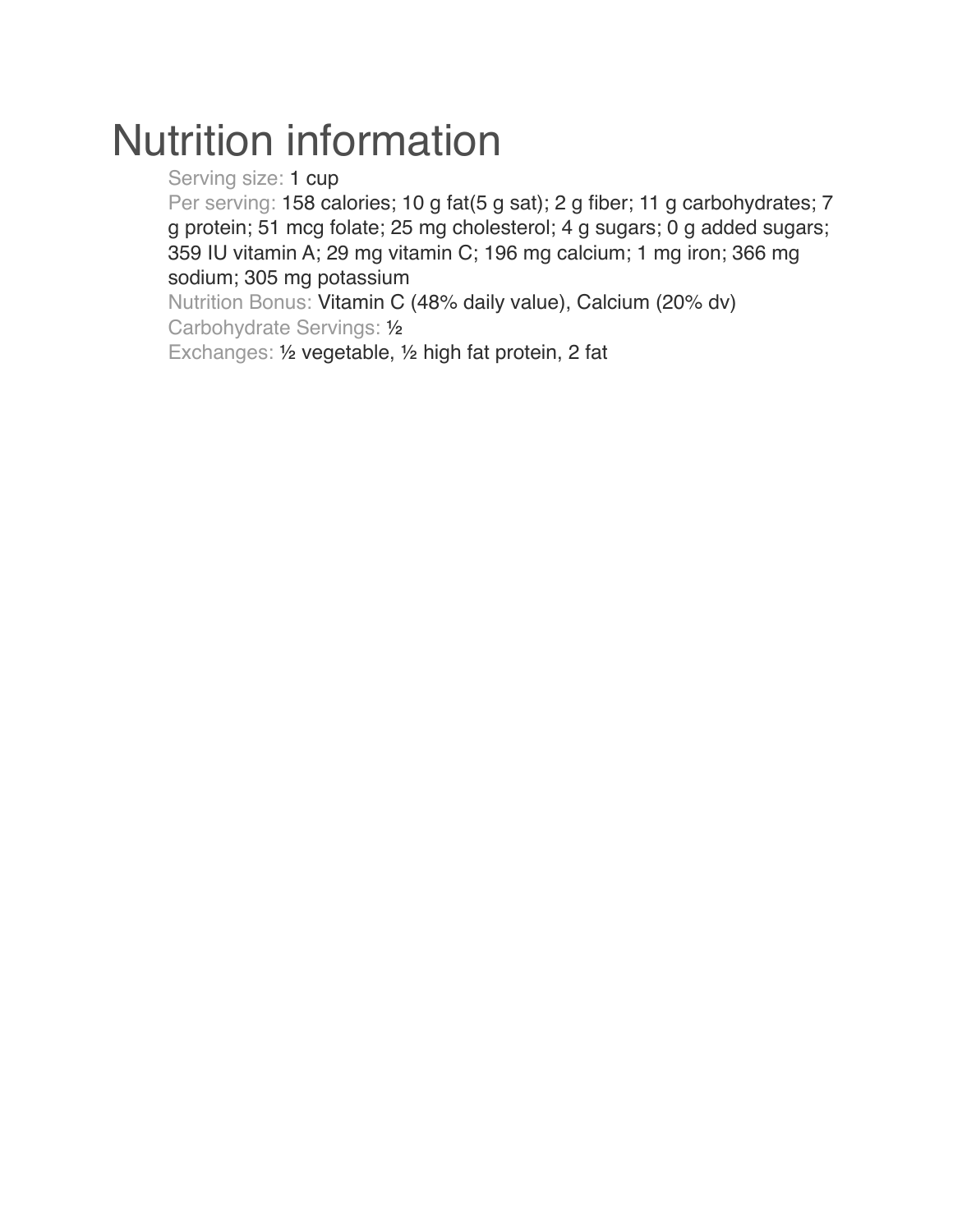# Nutrition information

Serving size: 1 cup
Per serving: 158 calories; 10 g fat(5 g sat); 2 g fiber; 11 g carbohydrates; 7 g protein; 51 mcg folate; 25 mg cholesterol; 4 g sugars; 0 g added sugars; 359 IU vitamin A; 29 mg vitamin C; 196 mg calcium; 1 mg iron; 366 mg sodium; 305 mg potassium
Nutrition Bonus: Vitamin C (48% daily value), Calcium (20% dv)
Carbohydrate Servings: ½
Exchanges: ½ vegetable, ½ high fat protein, 2 fat